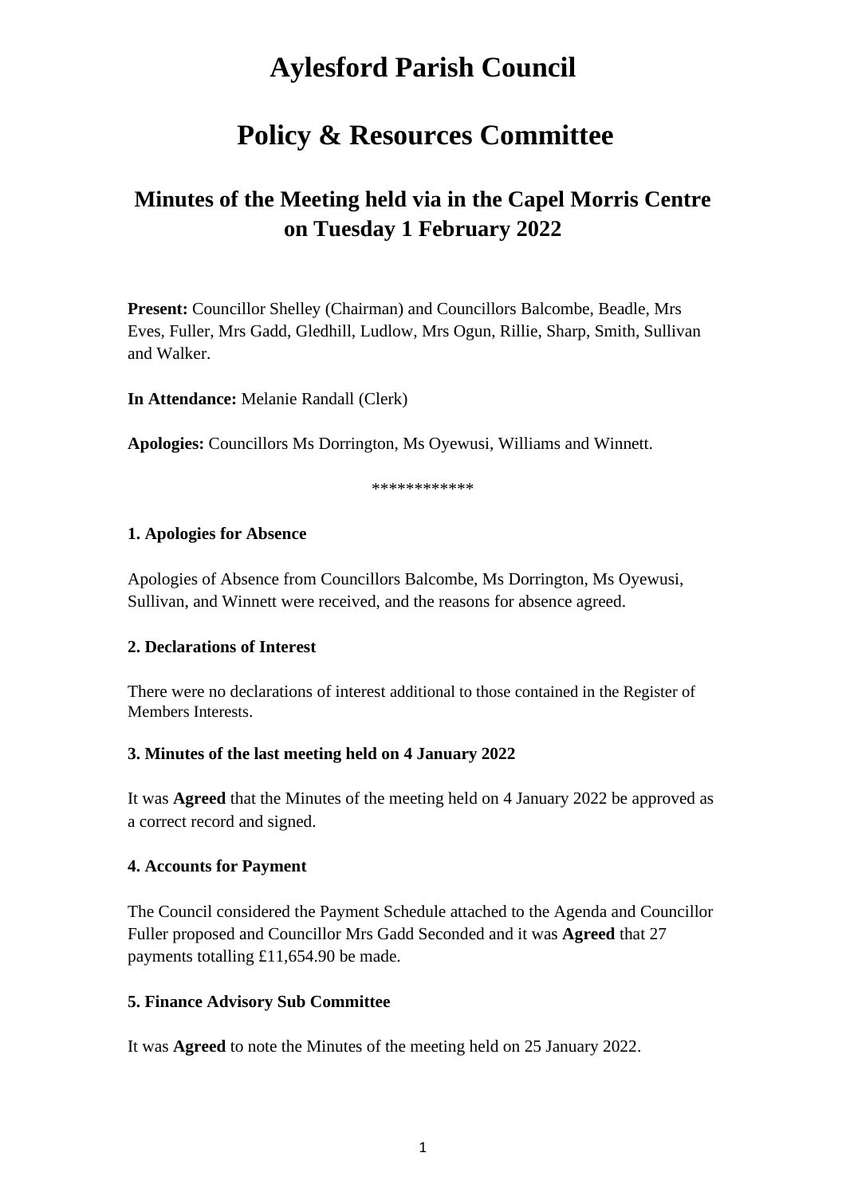# Aylesford Parish Council

# Policy & Resources Committee

## Minutes of the Meeting held via in the Capel Morris Centre on Tuesday 1 February 2022

**Present:** Councillor Shelley (Chairman) and Councillors Balcombe, Beadle, Mrs Eves, Fuller, Mrs Gadd, Gledhill, Ludlow, Mrs Ogun, Rillie, Sharp, Smith, Sullivan and Walker.

**In Attendance:** Melanie Randall (Clerk)

**Apologies:** Councillors Ms Dorrington, Ms Oyewusi, Williams and Winnett.

************

**1. Apologies for Absence**

Apologies of Absence from Councillors Balcombe, Ms Dorrington, Ms Oyewusi, Sullivan, and Winnett were received, and the reasons for absence agreed.

**2. Declarations of Interest**

There were no declarations of interest additional to those contained in the Register of Members Interests.

**3. Minutes of the last meeting held on 4 January 2022**

It was **Agreed** that the Minutes of the meeting held on 4 January 2022 be approved as a correct record and signed.

**4. Accounts for Payment**

The Council considered the Payment Schedule attached to the Agenda and Councillor Fuller proposed and Councillor Mrs Gadd Seconded and it was **Agreed** that 27 payments totalling £11,654.90 be made.

**5. Finance Advisory Sub Committee**

It was **Agreed** to note the Minutes of the meeting held on 25 January 2022.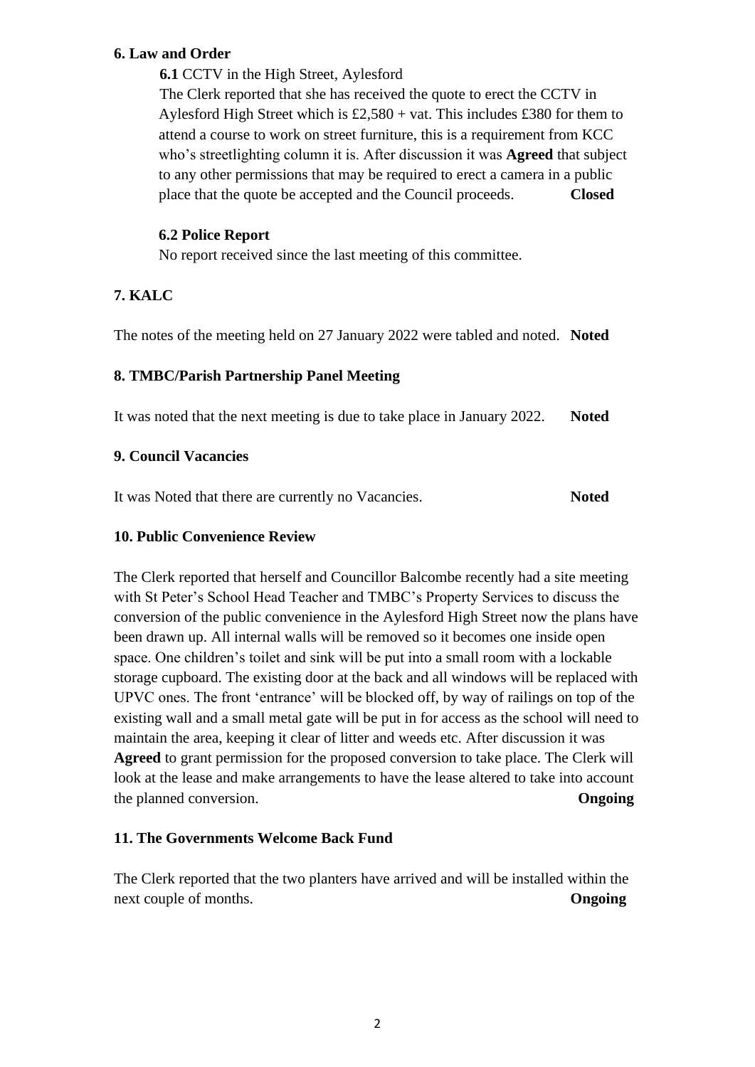## 6. Law and Order

**6.1** CCTV in the High Street, Aylesford

The Clerk reported that she has received the quote to erect the CCTV in Aylesford High Street which is £2,580 + vat. This includes £380 for them to attend a course to work on street furniture, this is a requirement from KCC who's streetlighting column it is. After discussion it was **Agreed** that subject to any other permissions that may be required to erect a camera in a public place that the quote be accepted and the Council proceeds. **Closed**

**6.2 Police Report**

No report received since the last meeting of this committee.

## 7. KALC

The notes of the meeting held on 27 January 2022 were tabled and noted. **Noted**

## 8. TMBC/Parish Partnership Panel Meeting

It was noted that the next meeting is due to take place in January 2022. **Noted**

## 9. Council Vacancies

It was Noted that there are currently no Vacancies. **Noted**

## 10. Public Convenience Review

The Clerk reported that herself and Councillor Balcombe recently had a site meeting with St Peter's School Head Teacher and TMBC's Property Services to discuss the conversion of the public convenience in the Aylesford High Street now the plans have been drawn up. All internal walls will be removed so it becomes one inside open space. One children's toilet and sink will be put into a small room with a lockable storage cupboard. The existing door at the back and all windows will be replaced with UPVC ones. The front 'entrance' will be blocked off, by way of railings on top of the existing wall and a small metal gate will be put in for access as the school will need to maintain the area, keeping it clear of litter and weeds etc. After discussion it was **Agreed** to grant permission for the proposed conversion to take place. The Clerk will look at the lease and make arrangements to have the lease altered to take into account the planned conversion. **Ongoing**

## 11. The Governments Welcome Back Fund

The Clerk reported that the two planters have arrived and will be installed within the next couple of months. **Ongoing**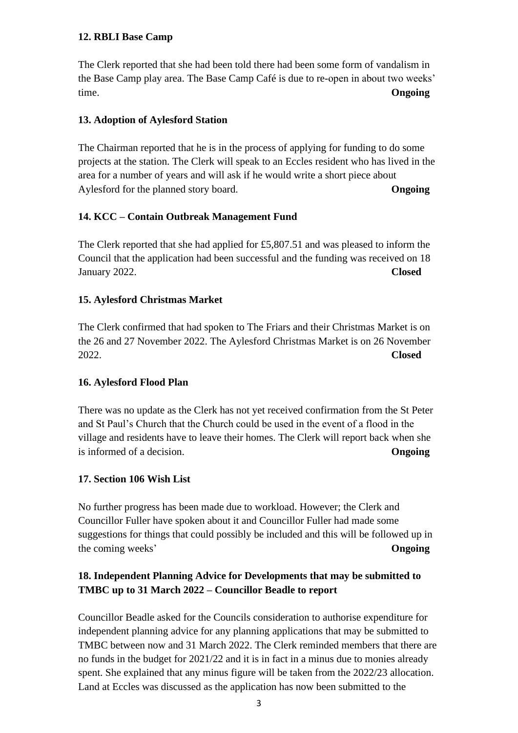**12. RBLI Base Camp**

The Clerk reported that she had been told there had been some form of vandalism in the Base Camp play area. The Base Camp Café is due to re-open in about two weeks' time. **Ongoing**

**13. Adoption of Aylesford Station**

The Chairman reported that he is in the process of applying for funding to do some projects at the station. The Clerk will speak to an Eccles resident who has lived in the area for a number of years and will ask if he would write a short piece about Aylesford for the planned story board. **Ongoing**

**14. KCC – Contain Outbreak Management Fund**

The Clerk reported that she had applied for £5,807.51 and was pleased to inform the Council that the application had been successful and the funding was received on 18 January 2022. **Closed**

**15. Aylesford Christmas Market**

The Clerk confirmed that had spoken to The Friars and their Christmas Market is on the 26 and 27 November 2022. The Aylesford Christmas Market is on 26 November 2022. **Closed**

**16. Aylesford Flood Plan**

There was no update as the Clerk has not yet received confirmation from the St Peter and St Paul's Church that the Church could be used in the event of a flood in the village and residents have to leave their homes. The Clerk will report back when she is informed of a decision. **Ongoing**

**17. Section 106 Wish List**

No further progress has been made due to workload. However; the Clerk and Councillor Fuller have spoken about it and Councillor Fuller had made some suggestions for things that could possibly be included and this will be followed up in the coming weeks' **Ongoing**

**18. Independent Planning Advice for Developments that may be submitted to TMBC up to 31 March 2022 – Councillor Beadle to report**

Councillor Beadle asked for the Councils consideration to authorise expenditure for independent planning advice for any planning applications that may be submitted to TMBC between now and 31 March 2022. The Clerk reminded members that there are no funds in the budget for 2021/22 and it is in fact in a minus due to monies already spent. She explained that any minus figure will be taken from the 2022/23 allocation. Land at Eccles was discussed as the application has now been submitted to the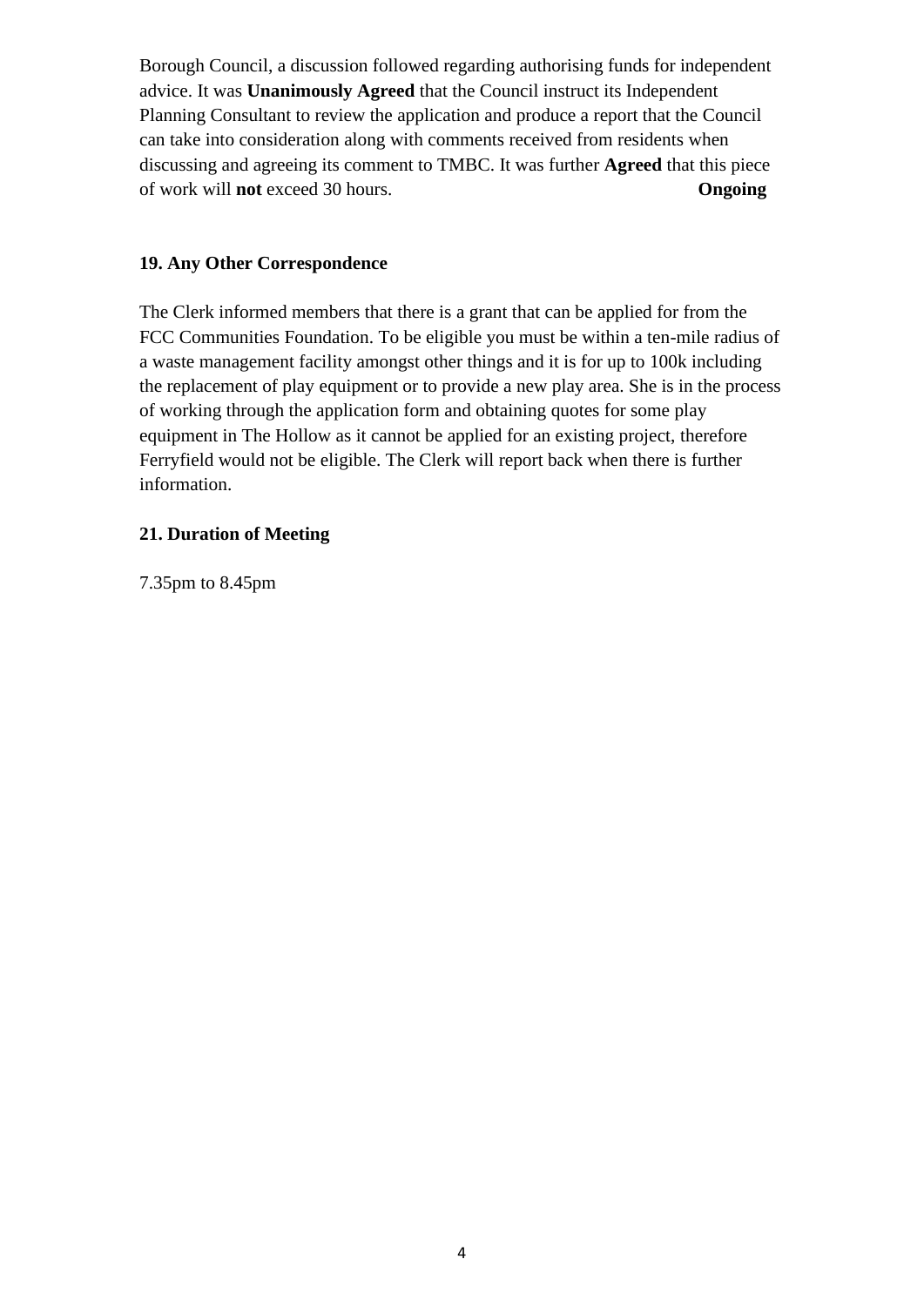Borough Council, a discussion followed regarding authorising funds for independent advice. It was **Unanimously Agreed** that the Council instruct its Independent Planning Consultant to review the application and produce a report that the Council can take into consideration along with comments received from residents when discussing and agreeing its comment to TMBC. It was further **Agreed** that this piece of work will **not** exceed 30 hours. **Ongoing**

**19. Any Other Correspondence**

The Clerk informed members that there is a grant that can be applied for from the FCC Communities Foundation. To be eligible you must be within a ten-mile radius of a waste management facility amongst other things and it is for up to 100k including the replacement of play equipment or to provide a new play area. She is in the process of working through the application form and obtaining quotes for some play equipment in The Hollow as it cannot be applied for an existing project, therefore Ferryfield would not be eligible. The Clerk will report back when there is further information.

**21. Duration of Meeting**

7.35pm to 8.45pm